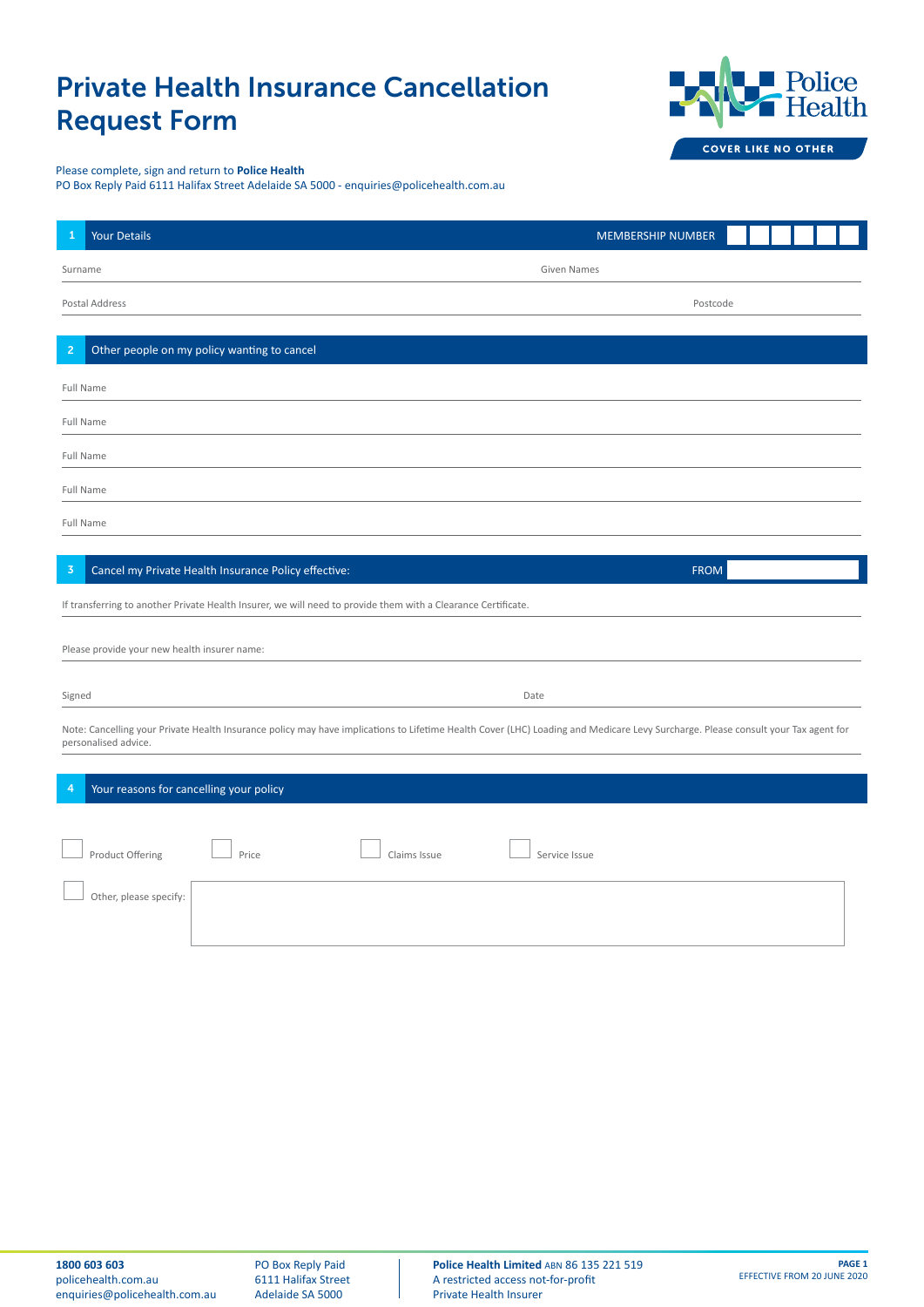# Private Health Insurance Cancellation Request Form

Police Health

COVER LIKE NO OTHER

Please complete, sign and return to **Police Health**
PO Box Reply Paid 6111 Halifax Street Adelaide SA 5000 - enquiries@policehealth.com.au

## 1 Your Details

MEMBERSHIP NUMBER

Surname ____________________ Given Names ____________________

Postal Address ____________________ Postcode __________

## 2 Other people on my policy wanting to cancel

Full Name ____________________

Full Name ____________________

Full Name ____________________

Full Name ____________________

Full Name ____________________

## 3 Cancel my Private Health Insurance Policy effective:

FROM __________

If transferring to another Private Health Insurer, we will need to provide them with a Clearance Certificate.

Please provide your new health insurer name: ____________________

Signed ____________________ Date __________

Note: Cancelling your Private Health Insurance policy may have implications to Lifetime Health Cover (LHC) Loading and Medicare Levy Surcharge. Please consult your Tax agent for personalised advice.

## 4 Your reasons for cancelling your policy

- [ ] Product Offering
- [ ] Price
- [ ] Claims Issue
- [ ] Service Issue
- [ ] Other, please specify: ____________________

**1800 603 603**
policehealth.com.au
enquiries@policehealth.com.au

PO Box Reply Paid
6111 Halifax Street
Adelaide SA 5000

**Police Health Limited** ABN 86 135 221 519
A restricted access not-for-profit
Private Health Insurer

EFFECTIVE FROM 20 JUNE 2020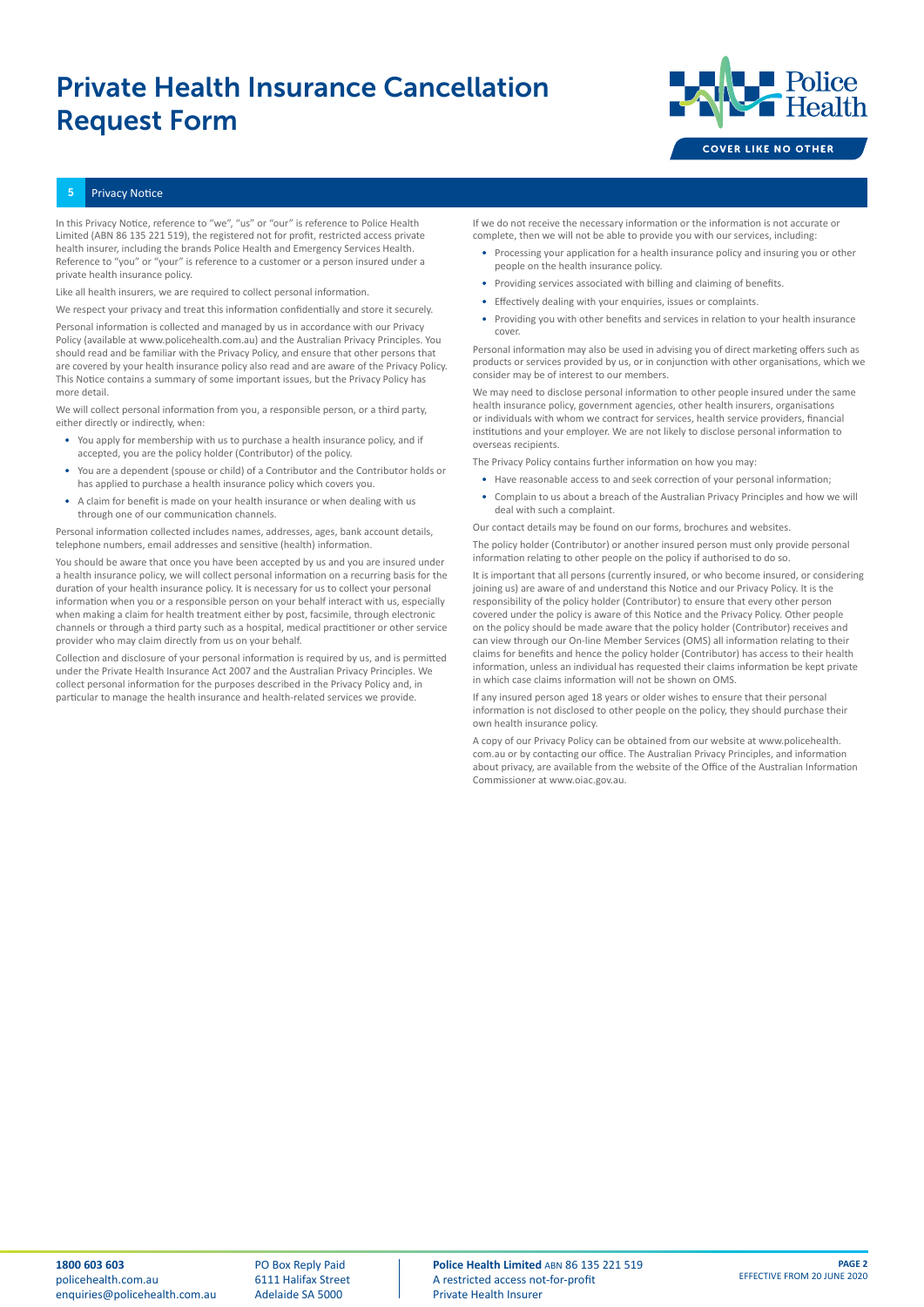# Private Health Insurance Cancellation Request Form

## 5 Privacy Notice

In this Privacy Notice, reference to "we", "us" or "our" is reference to Police Health Limited (ABN 86 135 221 519), the registered not for profit, restricted access private health insurer, including the brands Police Health and Emergency Services Health. Reference to "you" or "your" is reference to a customer or a person insured under a private health insurance policy.

Like all health insurers, we are required to collect personal information.

We respect your privacy and treat this information confidentially and store it securely.

Personal information is collected and managed by us in accordance with our Privacy Policy (available at www.policehealth.com.au) and the Australian Privacy Principles. You should read and be familiar with the Privacy Policy, and ensure that other persons that are covered by your health insurance policy also read and are aware of the Privacy Policy. This Notice contains a summary of some important issues, but the Privacy Policy has more detail.

We will collect personal information from you, a responsible person, or a third party, either directly or indirectly, when:

- You apply for membership with us to purchase a health insurance policy, and if accepted, you are the policy holder (Contributor) of the policy.
- You are a dependent (spouse or child) of a Contributor and the Contributor holds or has applied to purchase a health insurance policy which covers you.
- A claim for benefit is made on your health insurance or when dealing with us through one of our communication channels.

Personal information collected includes names, addresses, ages, bank account details, telephone numbers, email addresses and sensitive (health) information.

You should be aware that once you have been accepted by us and you are insured under a health insurance policy, we will collect personal information on a recurring basis for the duration of your health insurance policy. It is necessary for us to collect your personal information when you or a responsible person on your behalf interact with us, especially when making a claim for health treatment either by post, facsimile, through electronic channels or through a third party such as a hospital, medical practitioner or other service provider who may claim directly from us on your behalf.

Collection and disclosure of your personal information is required by us, and is permitted under the Private Health Insurance Act 2007 and the Australian Privacy Principles. We collect personal information for the purposes described in the Privacy Policy and, in particular to manage the health insurance and health-related services we provide.

If we do not receive the necessary information or the information is not accurate or complete, then we will not be able to provide you with our services, including:

- Processing your application for a health insurance policy and insuring you or other people on the health insurance policy.
- Providing services associated with billing and claiming of benefits.
- Effectively dealing with your enquiries, issues or complaints.
- Providing you with other benefits and services in relation to your health insurance cover.

Personal information may also be used in advising you of direct marketing offers such as products or services provided by us, or in conjunction with other organisations, which we consider may be of interest to our members.

We may need to disclose personal information to other people insured under the same health insurance policy, government agencies, other health insurers, organisations or individuals with whom we contract for services, health service providers, financial institutions and your employer. We are not likely to disclose personal information to overseas recipients.

The Privacy Policy contains further information on how you may:

- Have reasonable access to and seek correction of your personal information;
- Complain to us about a breach of the Australian Privacy Principles and how we will deal with such a complaint.

Our contact details may be found on our forms, brochures and websites.

The policy holder (Contributor) or another insured person must only provide personal information relating to other people on the policy if authorised to do so.

It is important that all persons (currently insured, or who become insured, or considering joining us) are aware of and understand this Notice and our Privacy Policy. It is the responsibility of the policy holder (Contributor) to ensure that every other person covered under the policy is aware of this Notice and the Privacy Policy. Other people on the policy should be made aware that the policy holder (Contributor) receives and can view through our On-line Member Services (OMS) all information relating to their claims for benefits and hence the policy holder (Contributor) has access to their health information, unless an individual has requested their claims information be kept private in which case claims information will not be shown on OMS.

If any insured person aged 18 years or older wishes to ensure that their personal information is not disclosed to other people on the policy, they should purchase their own health insurance policy.

A copy of our Privacy Policy can be obtained from our website at www.policehealth.com.au or by contacting our office. The Australian Privacy Principles, and information about privacy, are available from the website of the Office of the Australian Information Commissioner at www.oiac.gov.au.

**1800 603 603**
policehealth.com.au
enquiries@policehealth.com.au

PO Box Reply Paid
6111 Halifax Street
Adelaide SA 5000

**Police Health Limited** ABN 86 135 221 519
A restricted access not-for-profit
Private Health Insurer

EFFECTIVE FROM 20 JUNE 2020